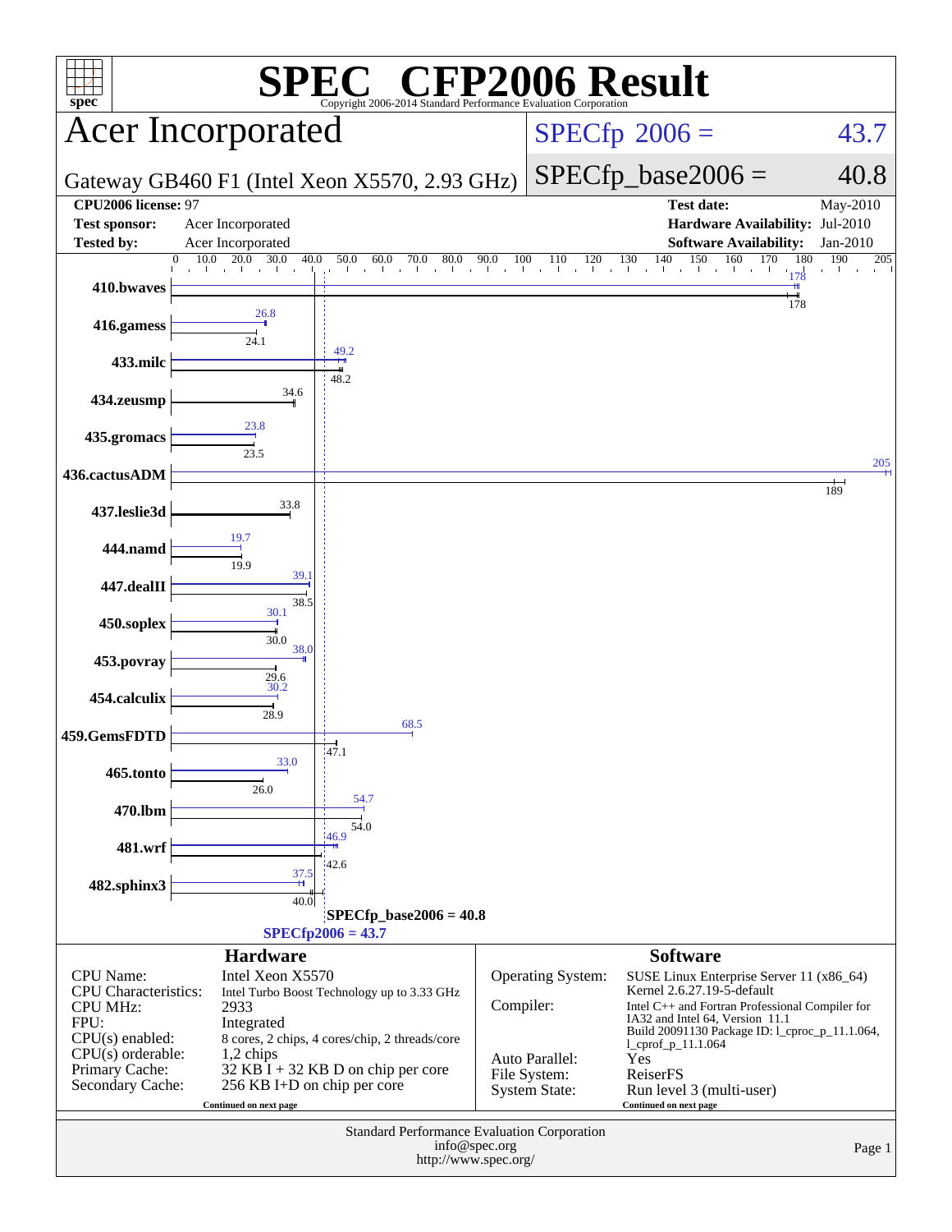# SPEC® CFP2006 Result

Copyright 2006-2014 Standard Performance Evaluation Corporation

## Acer Incorporated

Gateway GB460 F1 (Intel Xeon X5570, 2.93 GHz)

SPECfp 2006 = 43.7

SPECfp_base2006 = 40.8

**CPU2006 license:** 97

**Test sponsor:** Acer Incorporated

**Tested by:** Acer Incorporated

**Test date:** May-2010

**Hardware Availability:** Jul-2010

**Software Availability:** Jan-2010

0 10.0 20.0 30.0 40.0 50.0 60.0 70.0 80.0 90.0 100 110 120 130 140 150 160 170 180 190 205

410.bwaves 178 178

416.gamess 26.8 24.1

433.milc 49.2 48.2

434.zeusmp 34.6

435.gromacs 23.8 23.5

436.cactusADM 205 189

437.leslie3d 33.8

444.namd 19.7 19.9

447.dealII 39.1 38.5

450.soplex 30.1 30.0

453.povray 38.0 29.6

454.calculix 30.2 28.9

459.GemsFDTD 68.5 47.1

465.tonto 33.0 26.0

470.lbm 54.7 54.0

481.wrf 46.9 42.6

482.sphinx3 37.5 40.0

SPECfp_base2006 = 40.8

SPECfp2006 = 43.7

### Hardware

| | |
|---|---|
| CPU Name: | Intel Xeon X5570 |
| CPU Characteristics: | Intel Turbo Boost Technology up to 3.33 GHz |
| CPU MHz: | 2933 |
| FPU: | Integrated |
| CPU(s) enabled: | 8 cores, 2 chips, 4 cores/chip, 2 threads/core |
| CPU(s) orderable: | 1,2 chips |
| Primary Cache: | 32 KB I + 32 KB D on chip per core |
| Secondary Cache: | 256 KB I+D on chip per core |

Continued on next page

### Software

| | |
|---|---|
| Operating System: | SUSE Linux Enterprise Server 11 (x86_64) Kernel 2.6.27.19-5-default |
| Compiler: | Intel C++ and Fortran Professional Compiler for IA32 and Intel 64, Version 11.1 Build 20091130 Package ID: l_cproc_p_11.1.064, l_cprof_p_11.1.064 |
| Auto Parallel: | Yes |
| File System: | ReiserFS |
| System State: | Run level 3 (multi-user) |

Continued on next page

Standard Performance Evaluation Corporation
info@spec.org
http://www.spec.org/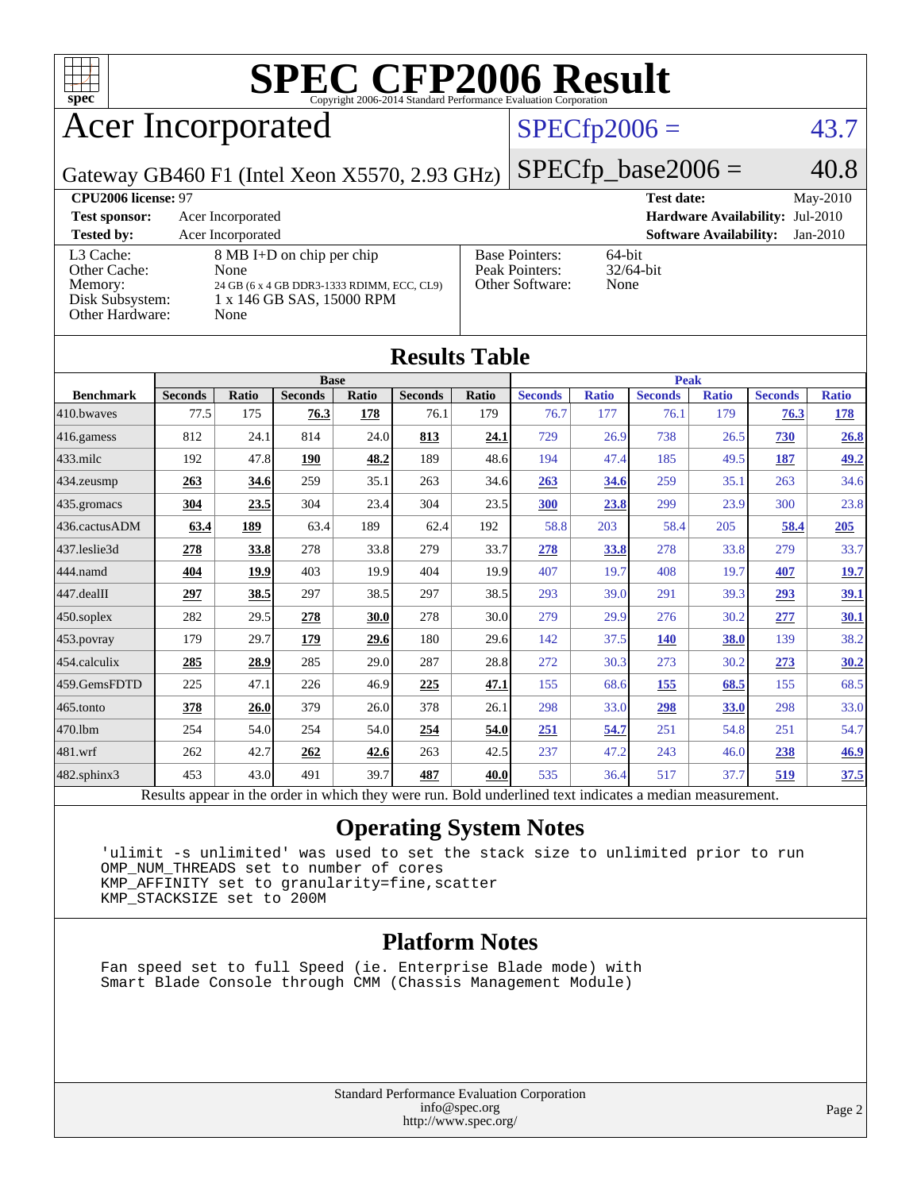# SPEC CFP2006 Result

Copyright 2006-2014 Standard Performance Evaluation Corporation

## Acer Incorporated

Gateway GB460 F1 (Intel Xeon X5570, 2.93 GHz)

SPECfp2006 = 43.7

SPECfp_base2006 = 40.8

| | | | |
|---|---|---|---|
| **CPU2006 license:** 97 | | **Test date:** | May-2010 |
| **Test sponsor:** | Acer Incorporated | **Hardware Availability:** | Jul-2010 |
| **Tested by:** | Acer Incorporated | **Software Availability:** | Jan-2010 |

| | |
|---|---|
| L3 Cache: | 8 MB I+D on chip per chip |
| Other Cache: | None |
| Memory: | 24 GB (6 x 4 GB DDR3-1333 RDIMM, ECC, CL9) |
| Disk Subsystem: | 1 x 146 GB SAS, 15000 RPM |
| Other Hardware: | None |

| | |
|---|---|
| Base Pointers: | 64-bit |
| Peak Pointers: | 32/64-bit |
| Other Software: | None |

## Results Table

| Benchmark | Base | | | | | | Peak | | | | | |
|---|---|---|---|---|---|---|---|---|---|---|---|---|
| | Seconds | Ratio | Seconds | Ratio | Seconds | Ratio | Seconds | Ratio | Seconds | Ratio | Seconds | Ratio |
| 410.bwaves | 77.5 | 175 | **76.3** | **178** | 76.1 | 179 | 76.7 | 177 | 76.1 | 179 | **76.3** | **178** |
| 416.gamess | 812 | 24.1 | 814 | 24.0 | **813** | **24.1** | 729 | 26.9 | 738 | 26.5 | **730** | **26.8** |
| 433.milc | 192 | 47.8 | **190** | **48.2** | 189 | 48.6 | 194 | 47.4 | 185 | 49.5 | **187** | **49.2** |
| 434.zeusmp | **263** | **34.6** | 259 | 35.1 | 263 | 34.6 | **263** | **34.6** | 259 | 35.1 | 263 | 34.6 |
| 435.gromacs | **304** | **23.5** | 304 | 23.4 | 304 | 23.5 | **300** | **23.8** | 299 | 23.9 | 300 | 23.8 |
| 436.cactusADM | **63.4** | **189** | 63.4 | 189 | 62.4 | 192 | 58.8 | 203 | 58.4 | 205 | **58.4** | **205** |
| 437.leslie3d | **278** | **33.8** | 278 | 33.8 | 279 | 33.7 | **278** | **33.8** | 278 | 33.8 | 279 | 33.7 |
| 444.namd | **404** | **19.9** | 403 | 19.9 | 404 | 19.9 | 407 | 19.7 | 408 | 19.7 | **407** | **19.7** |
| 447.dealII | **297** | **38.5** | 297 | 38.5 | 297 | 38.5 | 293 | 39.0 | 291 | 39.3 | **293** | **39.1** |
| 450.soplex | 282 | 29.5 | **278** | **30.0** | 278 | 30.0 | 279 | 29.9 | 276 | 30.2 | **277** | **30.1** |
| 453.povray | 179 | 29.7 | **179** | **29.6** | 180 | 29.6 | 142 | 37.5 | **140** | **38.0** | 139 | 38.2 |
| 454.calculix | **285** | **28.9** | 285 | 29.0 | 287 | 28.8 | 272 | 30.3 | 273 | 30.2 | **273** | **30.2** |
| 459.GemsFDTD | 225 | 47.1 | 226 | 46.9 | **225** | **47.1** | 155 | 68.6 | **155** | **68.5** | 155 | 68.5 |
| 465.tonto | **378** | **26.0** | 379 | 26.0 | 378 | 26.1 | 298 | 33.0 | **298** | **33.0** | 298 | 33.0 |
| 470.lbm | 254 | 54.0 | 254 | 54.0 | **254** | **54.0** | **251** | **54.7** | 251 | 54.8 | 251 | 54.7 |
| 481.wrf | 262 | 42.7 | **262** | **42.6** | 263 | 42.5 | 237 | 47.2 | 243 | 46.0 | **238** | **46.9** |
| 482.sphinx3 | 453 | 43.0 | 491 | 39.7 | **487** | **40.0** | 535 | 36.4 | 517 | 37.7 | **519** | **37.5** |

Results appear in the order in which they were run. Bold underlined text indicates a median measurement.

## Operating System Notes

```
'ulimit -s unlimited' was used to set the stack size to unlimited prior to run
OMP_NUM_THREADS set to number of cores
KMP_AFFINITY set to granularity=fine,scatter
KMP_STACKSIZE set to 200M
```

## Platform Notes

```
Fan speed set to full Speed (ie. Enterprise Blade mode) with
Smart Blade Console through CMM (Chassis Management Module)
```

Standard Performance Evaluation Corporation
info@spec.org
http://www.spec.org/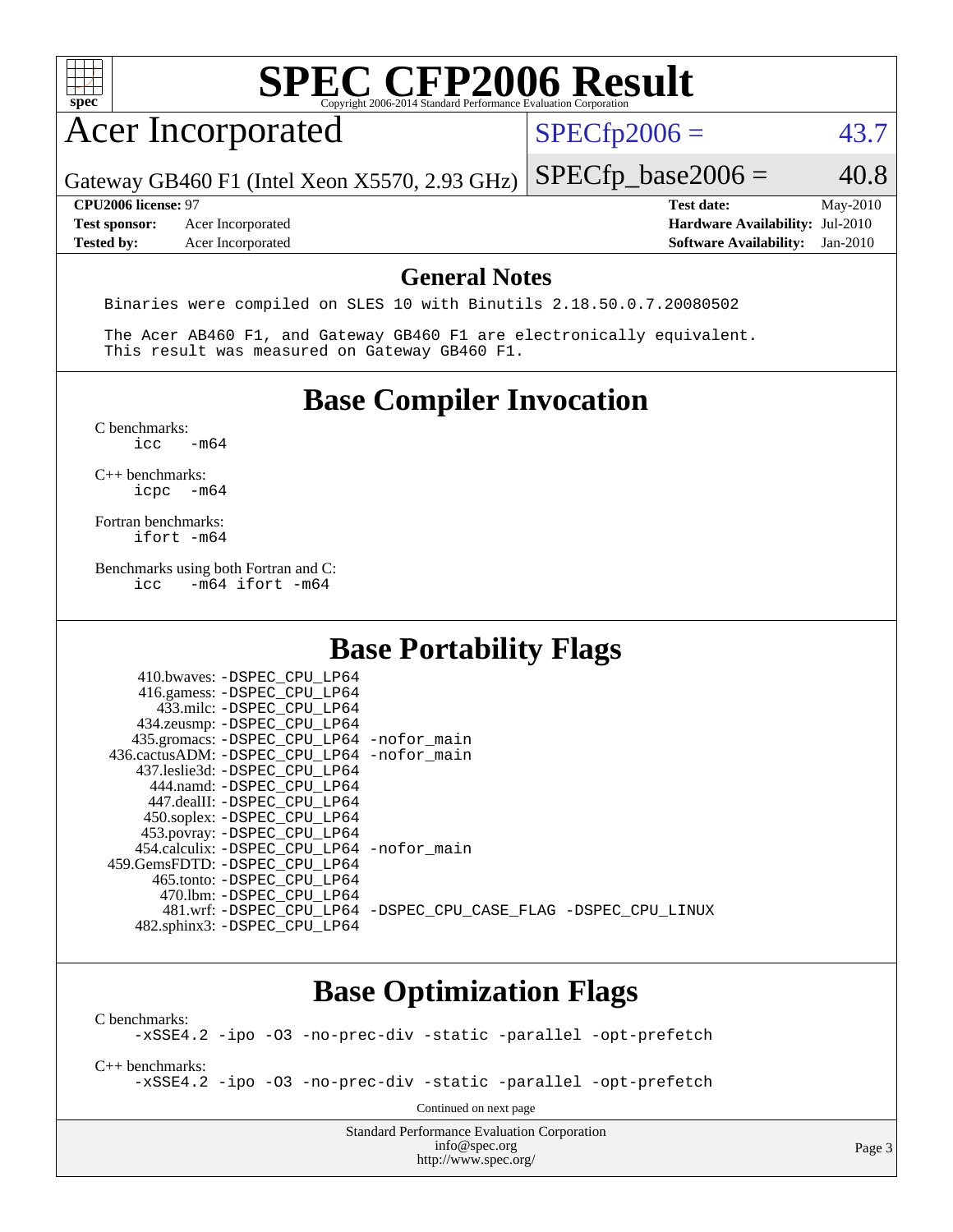# SPEC CFP2006 Result

Copyright 2006-2014 Standard Performance Evaluation Corporation

## Acer Incorporated

Gateway GB460 F1 (Intel Xeon X5570, 2.93 GHz)

SPECfp2006 = 43.7

SPECfp_base2006 = 40.8

**CPU2006 license:** 97
**Test sponsor:** Acer Incorporated
**Tested by:** Acer Incorporated

**Test date:** May-2010
**Hardware Availability:** Jul-2010
**Software Availability:** Jan-2010

## General Notes

```
Binaries were compiled on SLES 10 with Binutils 2.18.50.0.7.20080502

The Acer AB460 F1, and Gateway GB460 F1 are electronically equivalent.
This result was measured on Gateway GB460 F1.
```

## Base Compiler Invocation

C benchmarks:
```
icc   -m64
```

C++ benchmarks:
```
icpc  -m64
```

Fortran benchmarks:
```
ifort -m64
```

Benchmarks using both Fortran and C:
```
icc   -m64 ifort -m64
```

## Base Portability Flags

```
   410.bwaves: -DSPEC_CPU_LP64
   416.gamess: -DSPEC_CPU_LP64
     433.milc: -DSPEC_CPU_LP64
   434.zeusmp: -DSPEC_CPU_LP64
  435.gromacs: -DSPEC_CPU_LP64 -nofor_main
436.cactusADM: -DSPEC_CPU_LP64 -nofor_main
  437.leslie3d: -DSPEC_CPU_LP64
     444.namd: -DSPEC_CPU_LP64
   447.dealII: -DSPEC_CPU_LP64
   450.soplex: -DSPEC_CPU_LP64
   453.povray: -DSPEC_CPU_LP64
 454.calculix: -DSPEC_CPU_LP64 -nofor_main
459.GemsFDTD: -DSPEC_CPU_LP64
    465.tonto: -DSPEC_CPU_LP64
      470.lbm: -DSPEC_CPU_LP64
      481.wrf: -DSPEC_CPU_LP64 -DSPEC_CPU_CASE_FLAG -DSPEC_CPU_LINUX
  482.sphinx3: -DSPEC_CPU_LP64
```

## Base Optimization Flags

C benchmarks:
```
-xSSE4.2 -ipo -O3 -no-prec-div -static -parallel -opt-prefetch
```

C++ benchmarks:
```
-xSSE4.2 -ipo -O3 -no-prec-div -static -parallel -opt-prefetch
```

Continued on next page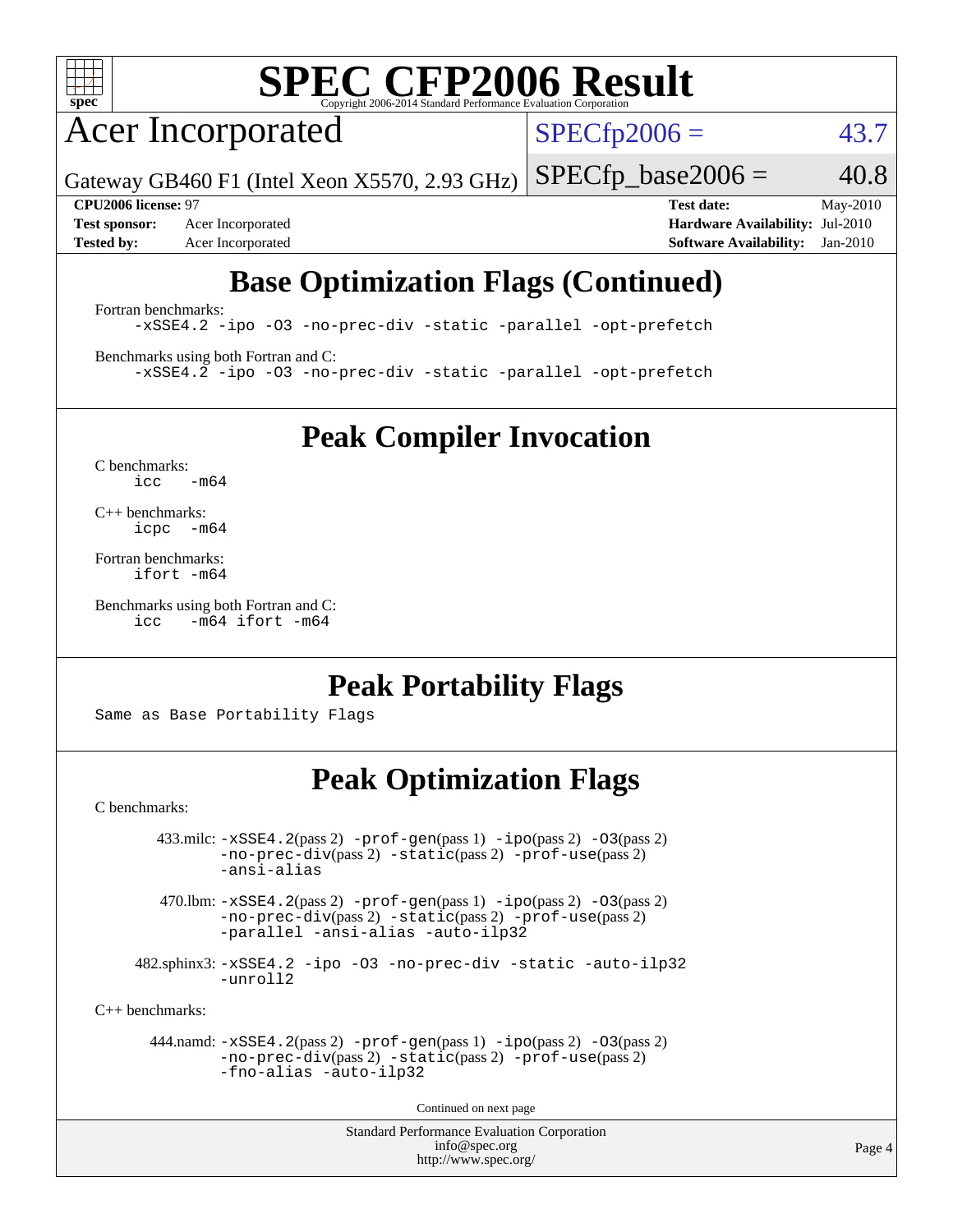# SPEC CFP2006 Result

Copyright 2006-2014 Standard Performance Evaluation Corporation

## Acer Incorporated

Gateway GB460 F1 (Intel Xeon X5570, 2.93 GHz)

SPECfp2006 = 43.7

SPECfp_base2006 = 40.8

**CPU2006 license:** 97
**Test sponsor:** Acer Incorporated
**Tested by:** Acer Incorporated

**Test date:** May-2010
**Hardware Availability:** Jul-2010
**Software Availability:** Jan-2010

## Base Optimization Flags (Continued)

Fortran benchmarks:

```
-xSSE4.2 -ipo -O3 -no-prec-div -static -parallel -opt-prefetch
```

Benchmarks using both Fortran and C:

```
-xSSE4.2 -ipo -O3 -no-prec-div -static -parallel -opt-prefetch
```

## Peak Compiler Invocation

C benchmarks:

```
icc   -m64
```

C++ benchmarks:

```
icpc  -m64
```

Fortran benchmarks:

```
ifort -m64
```

Benchmarks using both Fortran and C:

```
icc   -m64 ifort -m64
```

## Peak Portability Flags

Same as Base Portability Flags

## Peak Optimization Flags

C benchmarks:

433.milc: -xSSE4.2(pass 2) -prof-gen(pass 1) -ipo(pass 2) -O3(pass 2) -no-prec-div(pass 2) -static(pass 2) -prof-use(pass 2) -ansi-alias

470.lbm: -xSSE4.2(pass 2) -prof-gen(pass 1) -ipo(pass 2) -O3(pass 2) -no-prec-div(pass 2) -static(pass 2) -prof-use(pass 2) -parallel -ansi-alias -auto-ilp32

482.sphinx3: -xSSE4.2 -ipo -O3 -no-prec-div -static -auto-ilp32 -unroll2

C++ benchmarks:

444.namd: -xSSE4.2(pass 2) -prof-gen(pass 1) -ipo(pass 2) -O3(pass 2) -no-prec-div(pass 2) -static(pass 2) -prof-use(pass 2) -fno-alias -auto-ilp32

Continued on next page

Standard Performance Evaluation Corporation
info@spec.org
http://www.spec.org/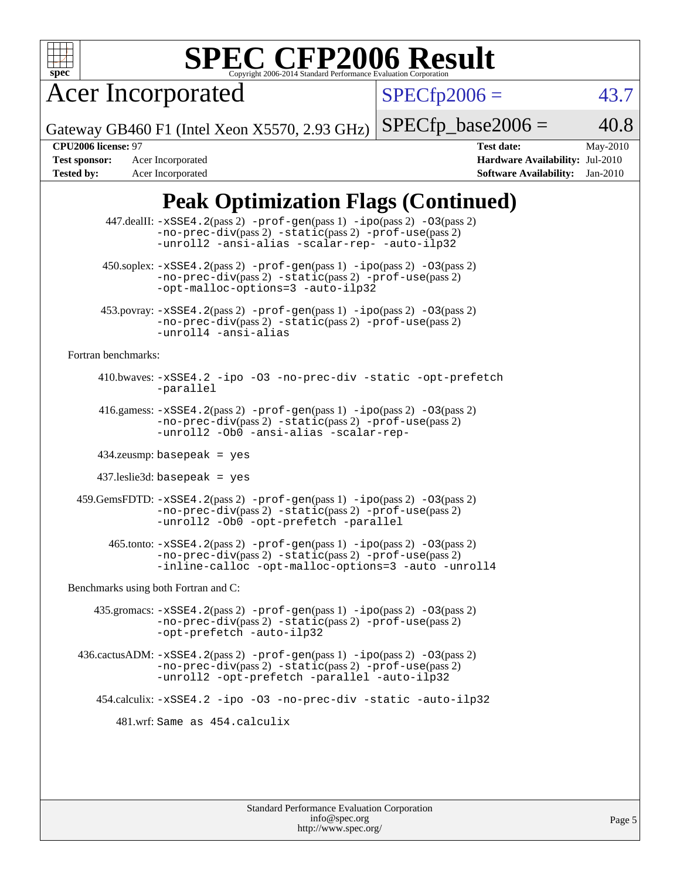# SPEC CFP2006 Result

Copyright 2006-2014 Standard Performance Evaluation Corporation

**Acer Incorporated**

Gateway GB460 F1 (Intel Xeon X5570, 2.93 GHz)

SPECfp2006 = 43.7

SPECfp_base2006 = 40.8

**CPU2006 license:** 97
**Test sponsor:** Acer Incorporated
**Tested by:** Acer Incorporated

**Test date:** May-2010
**Hardware Availability:** Jul-2010
**Software Availability:** Jan-2010

## Peak Optimization Flags (Continued)

447.dealII: -xSSE4.2(pass 2) -prof-gen(pass 1) -ipo(pass 2) -O3(pass 2) -no-prec-div(pass 2) -static(pass 2) -prof-use(pass 2) -unroll2 -ansi-alias -scalar-rep- -auto-ilp32

450.soplex: -xSSE4.2(pass 2) -prof-gen(pass 1) -ipo(pass 2) -O3(pass 2) -no-prec-div(pass 2) -static(pass 2) -prof-use(pass 2) -opt-malloc-options=3 -auto-ilp32

453.povray: -xSSE4.2(pass 2) -prof-gen(pass 1) -ipo(pass 2) -O3(pass 2) -no-prec-div(pass 2) -static(pass 2) -prof-use(pass 2) -unroll4 -ansi-alias

Fortran benchmarks:

410.bwaves: -xSSE4.2 -ipo -O3 -no-prec-div -static -opt-prefetch -parallel

416.gamess: -xSSE4.2(pass 2) -prof-gen(pass 1) -ipo(pass 2) -O3(pass 2) -no-prec-div(pass 2) -static(pass 2) -prof-use(pass 2) -unroll2 -Ob0 -ansi-alias -scalar-rep-

434.zeusmp: basepeak = yes

437.leslie3d: basepeak = yes

459.GemsFDTD: -xSSE4.2(pass 2) -prof-gen(pass 1) -ipo(pass 2) -O3(pass 2) -no-prec-div(pass 2) -static(pass 2) -prof-use(pass 2) -unroll2 -Ob0 -opt-prefetch -parallel

465.tonto: -xSSE4.2(pass 2) -prof-gen(pass 1) -ipo(pass 2) -O3(pass 2) -no-prec-div(pass 2) -static(pass 2) -prof-use(pass 2) -inline-calloc -opt-malloc-options=3 -auto -unroll4

Benchmarks using both Fortran and C:

435.gromacs: -xSSE4.2(pass 2) -prof-gen(pass 1) -ipo(pass 2) -O3(pass 2) -no-prec-div(pass 2) -static(pass 2) -prof-use(pass 2) -opt-prefetch -auto-ilp32

436.cactusADM: -xSSE4.2(pass 2) -prof-gen(pass 1) -ipo(pass 2) -O3(pass 2) -no-prec-div(pass 2) -static(pass 2) -prof-use(pass 2) -unroll2 -opt-prefetch -parallel -auto-ilp32

454.calculix: -xSSE4.2 -ipo -O3 -no-prec-div -static -auto-ilp32

481.wrf: Same as 454.calculix

Standard Performance Evaluation Corporation
info@spec.org
http://www.spec.org/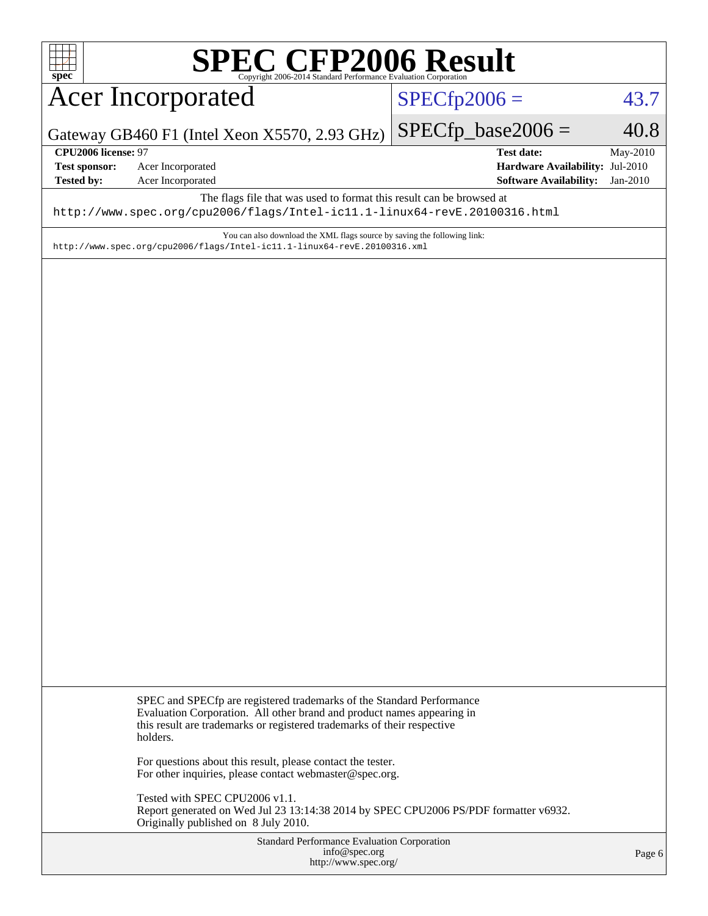# SPEC CFP2006 Result

Copyright 2006-2014 Standard Performance Evaluation Corporation

## Acer Incorporated

Gateway GB460 F1 (Intel Xeon X5570, 2.93 GHz)

SPECfp2006 = 43.7

SPECfp_base2006 = 40.8

| | | | |
|---|---|---|---|
| **CPU2006 license:** 97 | | **Test date:** | May-2010 |
| **Test sponsor:** | Acer Incorporated | **Hardware Availability:** | Jul-2010 |
| **Tested by:** | Acer Incorporated | **Software Availability:** | Jan-2010 |

The flags file that was used to format this result can be browsed at
http://www.spec.org/cpu2006/flags/Intel-ic11.1-linux64-revE.20100316.html

You can also download the XML flags source by saving the following link:
http://www.spec.org/cpu2006/flags/Intel-ic11.1-linux64-revE.20100316.xml

SPEC and SPECfp are registered trademarks of the Standard Performance Evaluation Corporation. All other brand and product names appearing in this result are trademarks or registered trademarks of their respective holders.

For questions about this result, please contact the tester.
For other inquiries, please contact webmaster@spec.org.

Tested with SPEC CPU2006 v1.1.
Report generated on Wed Jul 23 13:14:38 2014 by SPEC CPU2006 PS/PDF formatter v6932.
Originally published on 8 July 2010.

Standard Performance Evaluation Corporation
info@spec.org
http://www.spec.org/